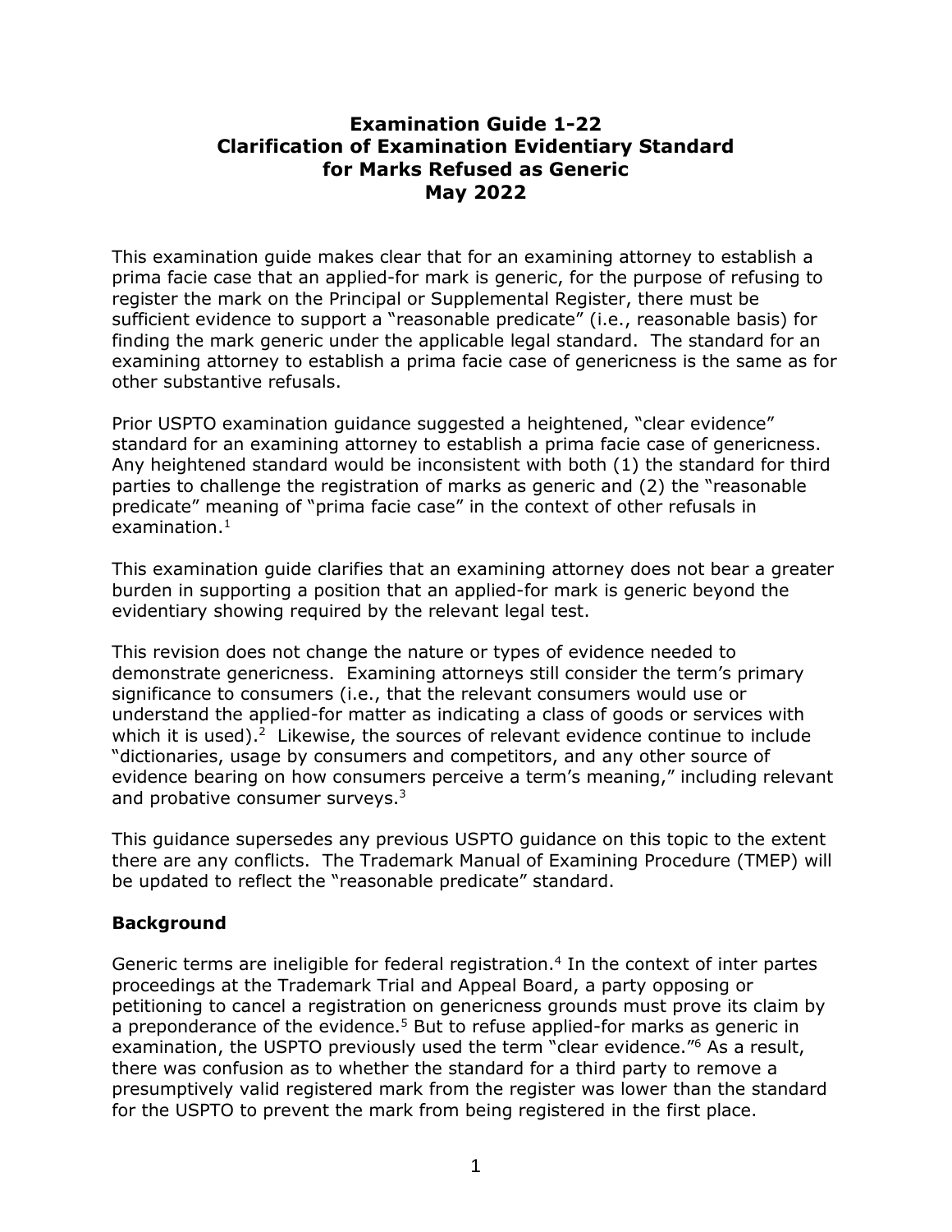# Examination Guide 1-22
# Clarification of Examination Evidentiary Standard for Marks Refused as Generic
# May 2022

This examination guide makes clear that for an examining attorney to establish a prima facie case that an applied-for mark is generic, for the purpose of refusing to register the mark on the Principal or Supplemental Register, there must be sufficient evidence to support a "reasonable predicate" (i.e., reasonable basis) for finding the mark generic under the applicable legal standard. The standard for an examining attorney to establish a prima facie case of genericness is the same as for other substantive refusals.

Prior USPTO examination guidance suggested a heightened, "clear evidence" standard for an examining attorney to establish a prima facie case of genericness. Any heightened standard would be inconsistent with both (1) the standard for third parties to challenge the registration of marks as generic and (2) the "reasonable predicate" meaning of "prima facie case" in the context of other refusals in examination.[1]

This examination guide clarifies that an examining attorney does not bear a greater burden in supporting a position that an applied-for mark is generic beyond the evidentiary showing required by the relevant legal test.

This revision does not change the nature or types of evidence needed to demonstrate genericness. Examining attorneys still consider the term's primary significance to consumers (i.e., that the relevant consumers would use or understand the applied-for matter as indicating a class of goods or services with which it is used).[2] Likewise, the sources of relevant evidence continue to include "dictionaries, usage by consumers and competitors, and any other source of evidence bearing on how consumers perceive a term's meaning," including relevant and probative consumer surveys.[3]

This guidance supersedes any previous USPTO guidance on this topic to the extent there are any conflicts. The Trademark Manual of Examining Procedure (TMEP) will be updated to reflect the "reasonable predicate" standard.

## Background

Generic terms are ineligible for federal registration.[4] In the context of inter partes proceedings at the Trademark Trial and Appeal Board, a party opposing or petitioning to cancel a registration on genericness grounds must prove its claim by a preponderance of the evidence.[5] But to refuse applied-for marks as generic in examination, the USPTO previously used the term "clear evidence."[6] As a result, there was confusion as to whether the standard for a third party to remove a presumptively valid registered mark from the register was lower than the standard for the USPTO to prevent the mark from being registered in the first place.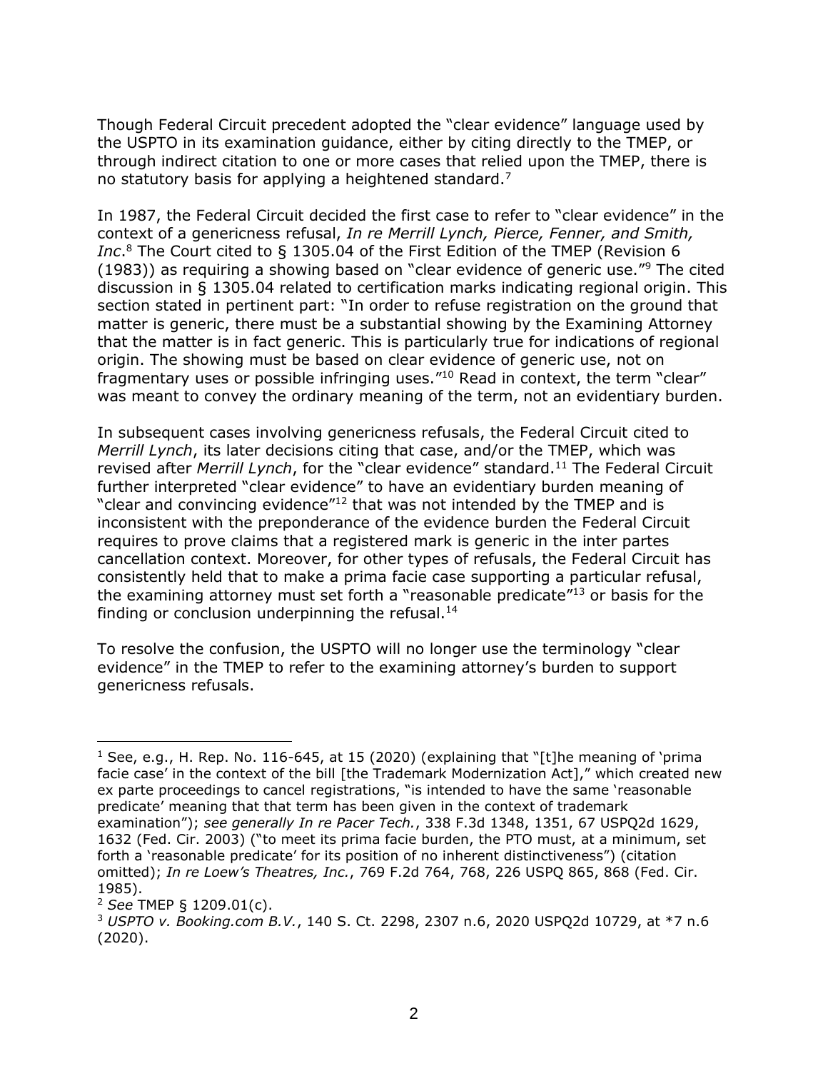Though Federal Circuit precedent adopted the "clear evidence" language used by the USPTO in its examination guidance, either by citing directly to the TMEP, or through indirect citation to one or more cases that relied upon the TMEP, there is no statutory basis for applying a heightened standard.[7]

In 1987, the Federal Circuit decided the first case to refer to "clear evidence" in the context of a genericness refusal, *In re Merrill Lynch, Pierce, Fenner, and Smith, Inc*.[8] The Court cited to § 1305.04 of the First Edition of the TMEP (Revision 6 (1983)) as requiring a showing based on "clear evidence of generic use."[9] The cited discussion in § 1305.04 related to certification marks indicating regional origin. This section stated in pertinent part: "In order to refuse registration on the ground that matter is generic, there must be a substantial showing by the Examining Attorney that the matter is in fact generic. This is particularly true for indications of regional origin. The showing must be based on clear evidence of generic use, not on fragmentary uses or possible infringing uses."[10] Read in context, the term "clear" was meant to convey the ordinary meaning of the term, not an evidentiary burden.

In subsequent cases involving genericness refusals, the Federal Circuit cited to *Merrill Lynch*, its later decisions citing that case, and/or the TMEP, which was revised after *Merrill Lynch*, for the "clear evidence" standard.[11] The Federal Circuit further interpreted "clear evidence" to have an evidentiary burden meaning of "clear and convincing evidence"[12] that was not intended by the TMEP and is inconsistent with the preponderance of the evidence burden the Federal Circuit requires to prove claims that a registered mark is generic in the inter partes cancellation context. Moreover, for other types of refusals, the Federal Circuit has consistently held that to make a prima facie case supporting a particular refusal, the examining attorney must set forth a "reasonable predicate"[13] or basis for the finding or conclusion underpinning the refusal.[14]

To resolve the confusion, the USPTO will no longer use the terminology "clear evidence" in the TMEP to refer to the examining attorney's burden to support genericness refusals.

---

[1] See, e.g., H. Rep. No. 116-645, at 15 (2020) (explaining that "[t]he meaning of 'prima facie case' in the context of the bill [the Trademark Modernization Act]," which created new ex parte proceedings to cancel registrations, "is intended to have the same 'reasonable predicate' meaning that that term has been given in the context of trademark examination"); *see generally In re Pacer Tech.*, 338 F.3d 1348, 1351, 67 USPQ2d 1629, 1632 (Fed. Cir. 2003) ("to meet its prima facie burden, the PTO must, at a minimum, set forth a 'reasonable predicate' for its position of no inherent distinctiveness") (citation omitted); *In re Loew's Theatres, Inc.*, 769 F.2d 764, 768, 226 USPQ 865, 868 (Fed. Cir. 1985).

[2] *See* TMEP § 1209.01(c).

[3] *USPTO v. Booking.com B.V.*, 140 S. Ct. 2298, 2307 n.6, 2020 USPQ2d 10729, at *7 n.6 (2020).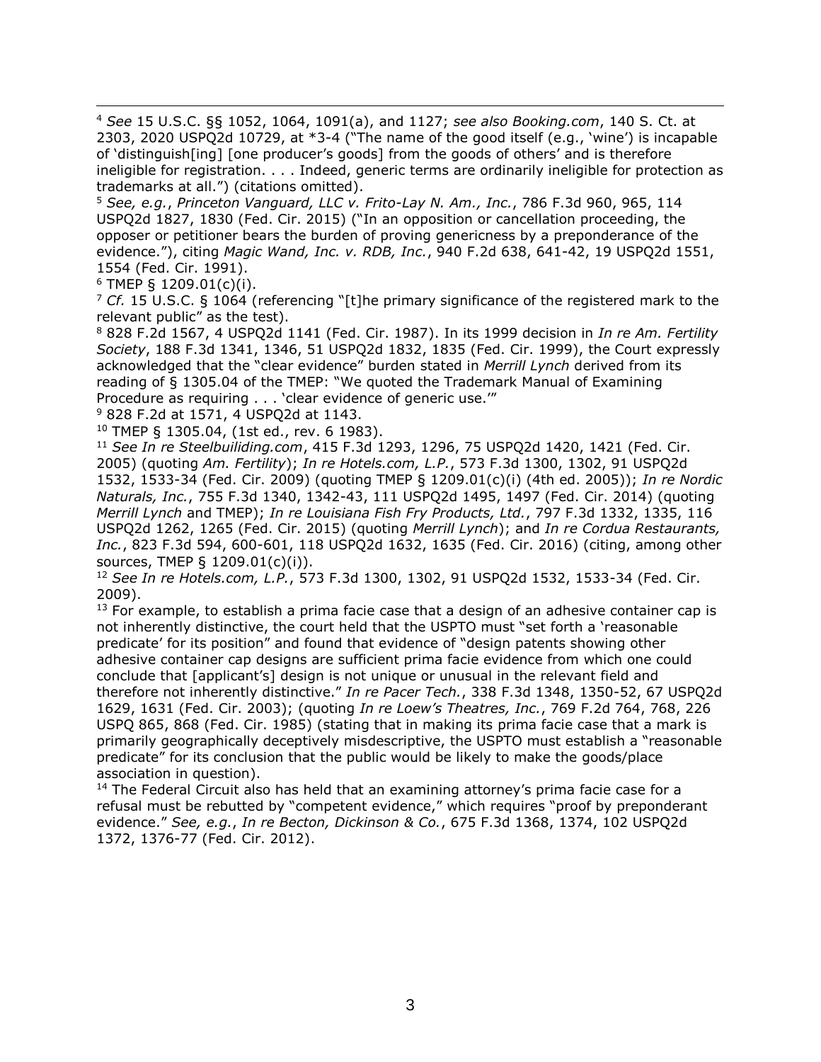[4] *See* 15 U.S.C. §§ 1052, 1064, 1091(a), and 1127; *see also Booking.com*, 140 S. Ct. at 2303, 2020 USPQ2d 10729, at *3-4 ("The name of the good itself (e.g., 'wine') is incapable of 'distinguish[ing] [one producer's goods] from the goods of others' and is therefore ineligible for registration. . . . Indeed, generic terms are ordinarily ineligible for protection as trademarks at all.") (citations omitted).

[5] *See, e.g.*, *Princeton Vanguard, LLC v. Frito-Lay N. Am., Inc.*, 786 F.3d 960, 965, 114 USPQ2d 1827, 1830 (Fed. Cir. 2015) ("In an opposition or cancellation proceeding, the opposer or petitioner bears the burden of proving genericness by a preponderance of the evidence."), citing *Magic Wand, Inc. v. RDB, Inc.*, 940 F.2d 638, 641-42, 19 USPQ2d 1551, 1554 (Fed. Cir. 1991).

[6] TMEP § 1209.01(c)(i).

[7] *Cf.* 15 U.S.C. § 1064 (referencing "[t]he primary significance of the registered mark to the relevant public" as the test).

[8] 828 F.2d 1567, 4 USPQ2d 1141 (Fed. Cir. 1987). In its 1999 decision in *In re Am. Fertility Society*, 188 F.3d 1341, 1346, 51 USPQ2d 1832, 1835 (Fed. Cir. 1999), the Court expressly acknowledged that the "clear evidence" burden stated in *Merrill Lynch* derived from its reading of § 1305.04 of the TMEP: "We quoted the Trademark Manual of Examining Procedure as requiring . . . 'clear evidence of generic use.'"

[9] 828 F.2d at 1571, 4 USPQ2d at 1143.

[10] TMEP § 1305.04, (1st ed., rev. 6 1983).

[11] *See In re Steelbuiliding.com*, 415 F.3d 1293, 1296, 75 USPQ2d 1420, 1421 (Fed. Cir. 2005) (quoting *Am. Fertility*); *In re Hotels.com, L.P.*, 573 F.3d 1300, 1302, 91 USPQ2d 1532, 1533-34 (Fed. Cir. 2009) (quoting TMEP § 1209.01(c)(i) (4th ed. 2005)); *In re Nordic Naturals, Inc.*, 755 F.3d 1340, 1342-43, 111 USPQ2d 1495, 1497 (Fed. Cir. 2014) (quoting *Merrill Lynch* and TMEP); *In re Louisiana Fish Fry Products, Ltd.*, 797 F.3d 1332, 1335, 116 USPQ2d 1262, 1265 (Fed. Cir. 2015) (quoting *Merrill Lynch*); and *In re Cordua Restaurants, Inc.*, 823 F.3d 594, 600-601, 118 USPQ2d 1632, 1635 (Fed. Cir. 2016) (citing, among other sources, TMEP § 1209.01(c)(i)).

[12] *See In re Hotels.com, L.P.*, 573 F.3d 1300, 1302, 91 USPQ2d 1532, 1533-34 (Fed. Cir. 2009).

[13] For example, to establish a prima facie case that a design of an adhesive container cap is not inherently distinctive, the court held that the USPTO must "set forth a 'reasonable predicate' for its position" and found that evidence of "design patents showing other adhesive container cap designs are sufficient prima facie evidence from which one could conclude that [applicant's] design is not unique or unusual in the relevant field and therefore not inherently distinctive." *In re Pacer Tech.*, 338 F.3d 1348, 1350-52, 67 USPQ2d 1629, 1631 (Fed. Cir. 2003); (quoting *In re Loew's Theatres, Inc.*, 769 F.2d 764, 768, 226 USPQ 865, 868 (Fed. Cir. 1985) (stating that in making its prima facie case that a mark is primarily geographically deceptively misdescriptive, the USPTO must establish a "reasonable predicate" for its conclusion that the public would be likely to make the goods/place association in question).

[14] The Federal Circuit also has held that an examining attorney's prima facie case for a refusal must be rebutted by "competent evidence," which requires "proof by preponderant evidence." *See, e.g.*, *In re Becton, Dickinson & Co.*, 675 F.3d 1368, 1374, 102 USPQ2d 1372, 1376-77 (Fed. Cir. 2012).